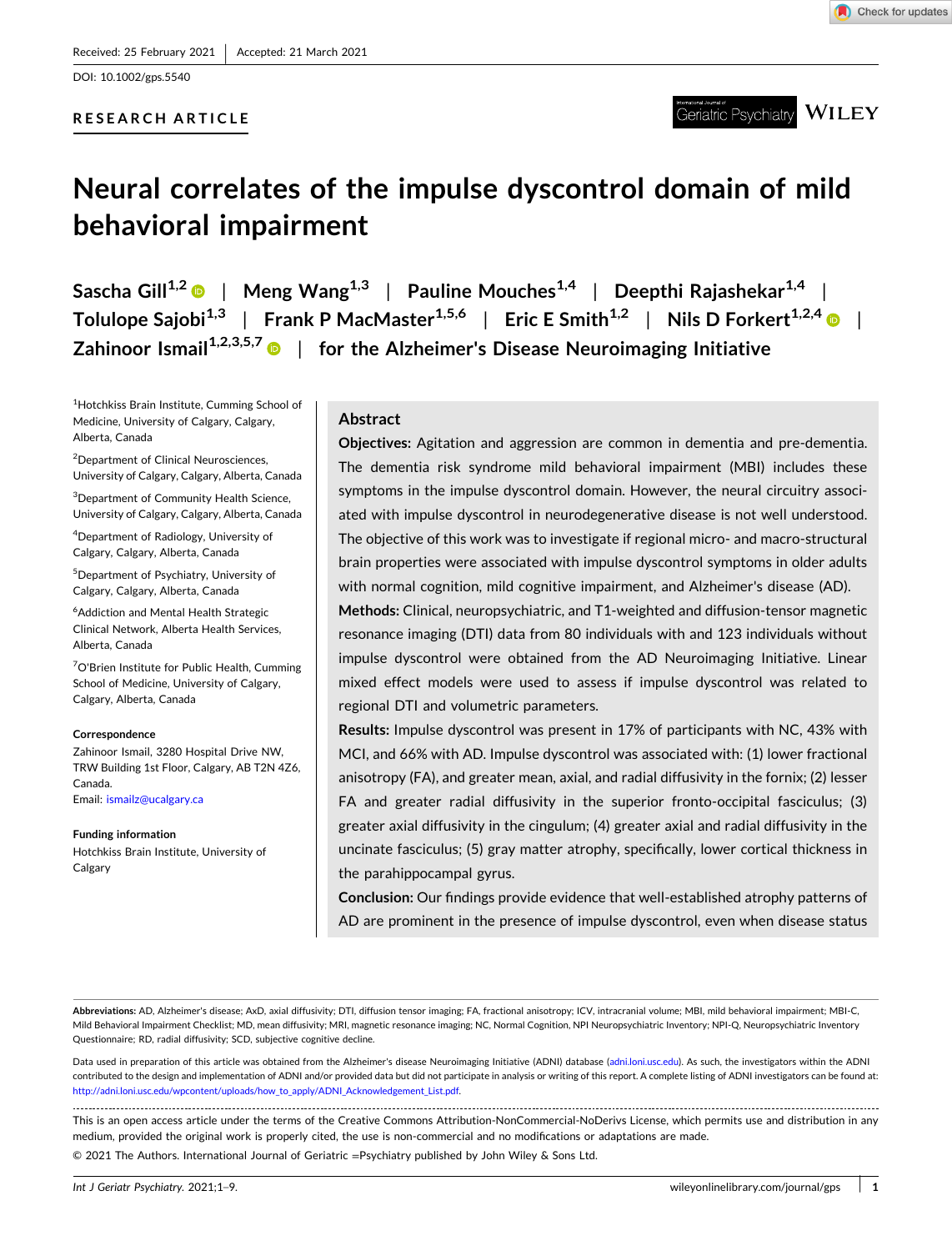Received: 25 February 2021 | Accepted: 21 March 2021

DOI: 10.1002/gps.5540

RESEARCH ARTICLE

# Neural correlates of the impulse dyscontrol domain of mild behavioral impairment

Sascha Gill[1,2] | Meng Wang[1,3] | Pauline Mouches[1,4] | Deepthi Rajashekar[1,4] | Tolulope Sajobi[1,3] | Frank P MacMaster[1,5,6] | Eric E Smith[1,2] | Nils D Forkert[1,2,4] | Zahinoor Ismail[1,2,3,5,7] | for the Alzheimer's Disease Neuroimaging Initiative

[1]Hotchkiss Brain Institute, Cumming School of Medicine, University of Calgary, Calgary, Alberta, Canada

[2]Department of Clinical Neurosciences, University of Calgary, Calgary, Alberta, Canada

[3]Department of Community Health Science, University of Calgary, Calgary, Alberta, Canada

[4]Department of Radiology, University of Calgary, Calgary, Alberta, Canada

[5]Department of Psychiatry, University of Calgary, Calgary, Alberta, Canada

[6]Addiction and Mental Health Strategic Clinical Network, Alberta Health Services, Alberta, Canada

[7]O'Brien Institute for Public Health, Cumming School of Medicine, University of Calgary, Calgary, Alberta, Canada

**Correspondence**

Zahinoor Ismail, 3280 Hospital Drive NW, TRW Building 1st Floor, Calgary, AB T2N 4Z6, Canada.
Email: ismailz@ucalgary.ca

**Funding information**

Hotchkiss Brain Institute, University of Calgary

## Abstract

**Objectives:** Agitation and aggression are common in dementia and pre-dementia. The dementia risk syndrome mild behavioral impairment (MBI) includes these symptoms in the impulse dyscontrol domain. However, the neural circuitry associated with impulse dyscontrol in neurodegenerative disease is not well understood. The objective of this work was to investigate if regional micro- and macro-structural brain properties were associated with impulse dyscontrol symptoms in older adults with normal cognition, mild cognitive impairment, and Alzheimer's disease (AD).

**Methods:** Clinical, neuropsychiatric, and T1-weighted and diffusion-tensor magnetic resonance imaging (DTI) data from 80 individuals with and 123 individuals without impulse dyscontrol were obtained from the AD Neuroimaging Initiative. Linear mixed effect models were used to assess if impulse dyscontrol was related to regional DTI and volumetric parameters.

**Results:** Impulse dyscontrol was present in 17% of participants with NC, 43% with MCI, and 66% with AD. Impulse dyscontrol was associated with: (1) lower fractional anisotropy (FA), and greater mean, axial, and radial diffusivity in the fornix; (2) lesser FA and greater radial diffusivity in the superior fronto-occipital fasciculus; (3) greater axial diffusivity in the cingulum; (4) greater axial and radial diffusivity in the uncinate fasciculus; (5) gray matter atrophy, specifically, lower cortical thickness in the parahippocampal gyrus.

**Conclusion:** Our findings provide evidence that well-established atrophy patterns of AD are prominent in the presence of impulse dyscontrol, even when disease status

**Abbreviations:** AD, Alzheimer's disease; AxD, axial diffusivity; DTI, diffusion tensor imaging; FA, fractional anisotropy; ICV, intracranial volume; MBI, mild behavioral impairment; MBI-C, Mild Behavioral Impairment Checklist; MD, mean diffusivity; MRI, magnetic resonance imaging; NC, Normal Cognition, NPI Neuropsychiatric Inventory; NPI-Q, Neuropsychiatric Inventory Questionnaire; RD, radial diffusivity; SCD, subjective cognitive decline.

Data used in preparation of this article was obtained from the Alzheimer's disease Neuroimaging Initiative (ADNI) database (adni.loni.usc.edu). As such, the investigators within the ADNI contributed to the design and implementation of ADNI and/or provided data but did not participate in analysis or writing of this report. A complete listing of ADNI investigators can be found at: http://adni.loni.usc.edu/wpcontent/uploads/how_to_apply/ADNI_Acknowledgement_List.pdf.

This is an open access article under the terms of the Creative Commons Attribution-NonCommercial-NoDerivs License, which permits use and distribution in any medium, provided the original work is properly cited, the use is non-commercial and no modifications or adaptations are made.

© 2021 The Authors. International Journal of Geriatric =Psychiatry published by John Wiley & Sons Ltd.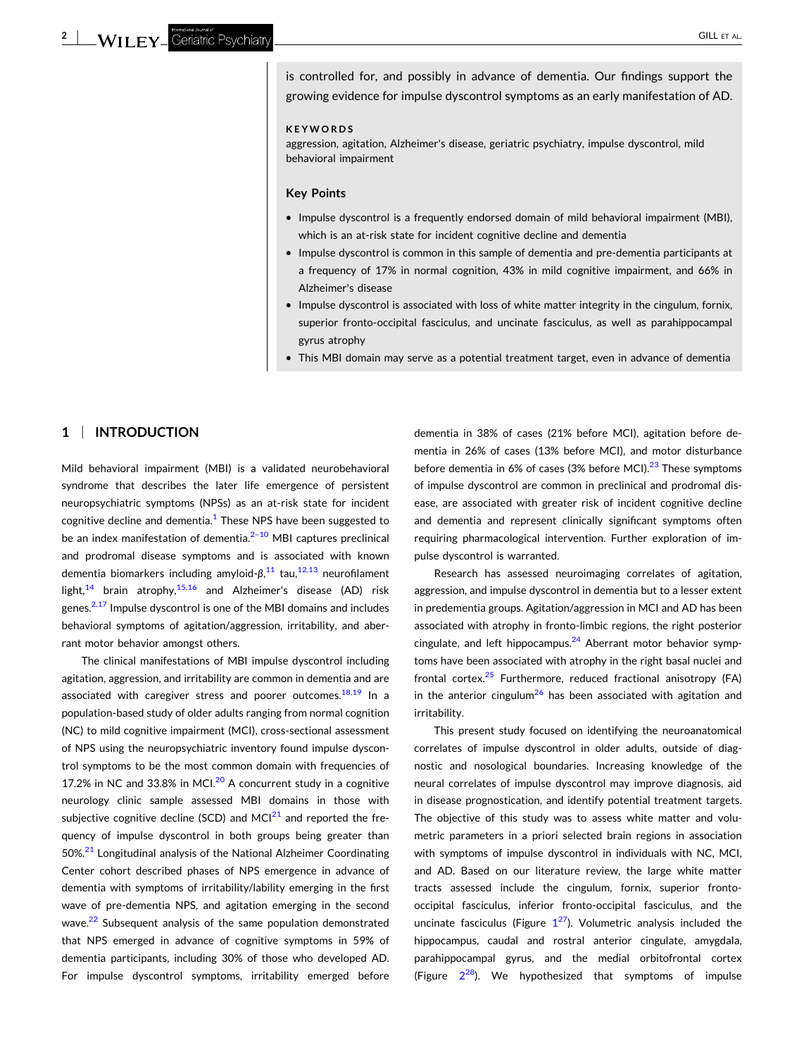is controlled for, and possibly in advance of dementia. Our findings support the growing evidence for impulse dyscontrol symptoms as an early manifestation of AD.

**KEYWORDS**

aggression, agitation, Alzheimer's disease, geriatric psychiatry, impulse dyscontrol, mild behavioral impairment

### Key Points

- Impulse dyscontrol is a frequently endorsed domain of mild behavioral impairment (MBI), which is an at-risk state for incident cognitive decline and dementia
- Impulse dyscontrol is common in this sample of dementia and pre-dementia participants at a frequency of 17% in normal cognition, 43% in mild cognitive impairment, and 66% in Alzheimer's disease
- Impulse dyscontrol is associated with loss of white matter integrity in the cingulum, fornix, superior fronto-occipital fasciculus, and uncinate fasciculus, as well as parahippocampal gyrus atrophy
- This MBI domain may serve as a potential treatment target, even in advance of dementia

## 1 | INTRODUCTION

Mild behavioral impairment (MBI) is a validated neurobehavioral syndrome that describes the later life emergence of persistent neuropsychiatric symptoms (NPSs) as an at-risk state for incident cognitive decline and dementia.[1] These NPS have been suggested to be an index manifestation of dementia.[2–10] MBI captures preclinical and prodromal disease symptoms and is associated with known dementia biomarkers including amyloid-$\beta$,[11] tau,[12,13] neurofilament light,[14] brain atrophy,[15,16] and Alzheimer's disease (AD) risk genes.[2,17] Impulse dyscontrol is one of the MBI domains and includes behavioral symptoms of agitation/aggression, irritability, and aberrant motor behavior amongst others.

The clinical manifestations of MBI impulse dyscontrol including agitation, aggression, and irritability are common in dementia and are associated with caregiver stress and poorer outcomes.[18,19] In a population-based study of older adults ranging from normal cognition (NC) to mild cognitive impairment (MCI), cross-sectional assessment of NPS using the neuropsychiatric inventory found impulse dyscontrol symptoms to be the most common domain with frequencies of 17.2% in NC and 33.8% in MCI.[20] A concurrent study in a cognitive neurology clinic sample assessed MBI domains in those with subjective cognitive decline (SCD) and MCI[21] and reported the frequency of impulse dyscontrol in both groups being greater than 50%.[21] Longitudinal analysis of the National Alzheimer Coordinating Center cohort described phases of NPS emergence in advance of dementia with symptoms of irritability/lability emerging in the first wave of pre-dementia NPS, and agitation emerging in the second wave.[22] Subsequent analysis of the same population demonstrated that NPS emerged in advance of cognitive symptoms in 59% of dementia participants, including 30% of those who developed AD. For impulse dyscontrol symptoms, irritability emerged before dementia in 38% of cases (21% before MCI), agitation before dementia in 26% of cases (13% before MCI), and motor disturbance before dementia in 6% of cases (3% before MCI).[23] These symptoms of impulse dyscontrol are common in preclinical and prodromal disease, are associated with greater risk of incident cognitive decline and dementia and represent clinically significant symptoms often requiring pharmacological intervention. Further exploration of impulse dyscontrol is warranted.

Research has assessed neuroimaging correlates of agitation, aggression, and impulse dyscontrol in dementia but to a lesser extent in predementia groups. Agitation/aggression in MCI and AD has been associated with atrophy in fronto-limbic regions, the right posterior cingulate, and left hippocampus.[24] Aberrant motor behavior symptoms have been associated with atrophy in the right basal nuclei and frontal cortex.[25] Furthermore, reduced fractional anisotropy (FA) in the anterior cingulum[26] has been associated with agitation and irritability.

This present study focused on identifying the neuroanatomical correlates of impulse dyscontrol in older adults, outside of diagnostic and nosological boundaries. Increasing knowledge of the neural correlates of impulse dyscontrol may improve diagnosis, aid in disease prognostication, and identify potential treatment targets. The objective of this study was to assess white matter and volumetric parameters in a priori selected brain regions in association with symptoms of impulse dyscontrol in individuals with NC, MCI, and AD. Based on our literature review, the large white matter tracts assessed include the cingulum, fornix, superior fronto-occipital fasciculus, inferior fronto-occipital fasciculus, and the uncinate fasciculus (Figure 1[27]). Volumetric analysis included the hippocampus, caudal and rostral anterior cingulate, amygdala, parahippocampal gyrus, and the medial orbitofrontal cortex (Figure 2[28]). We hypothesized that symptoms of impulse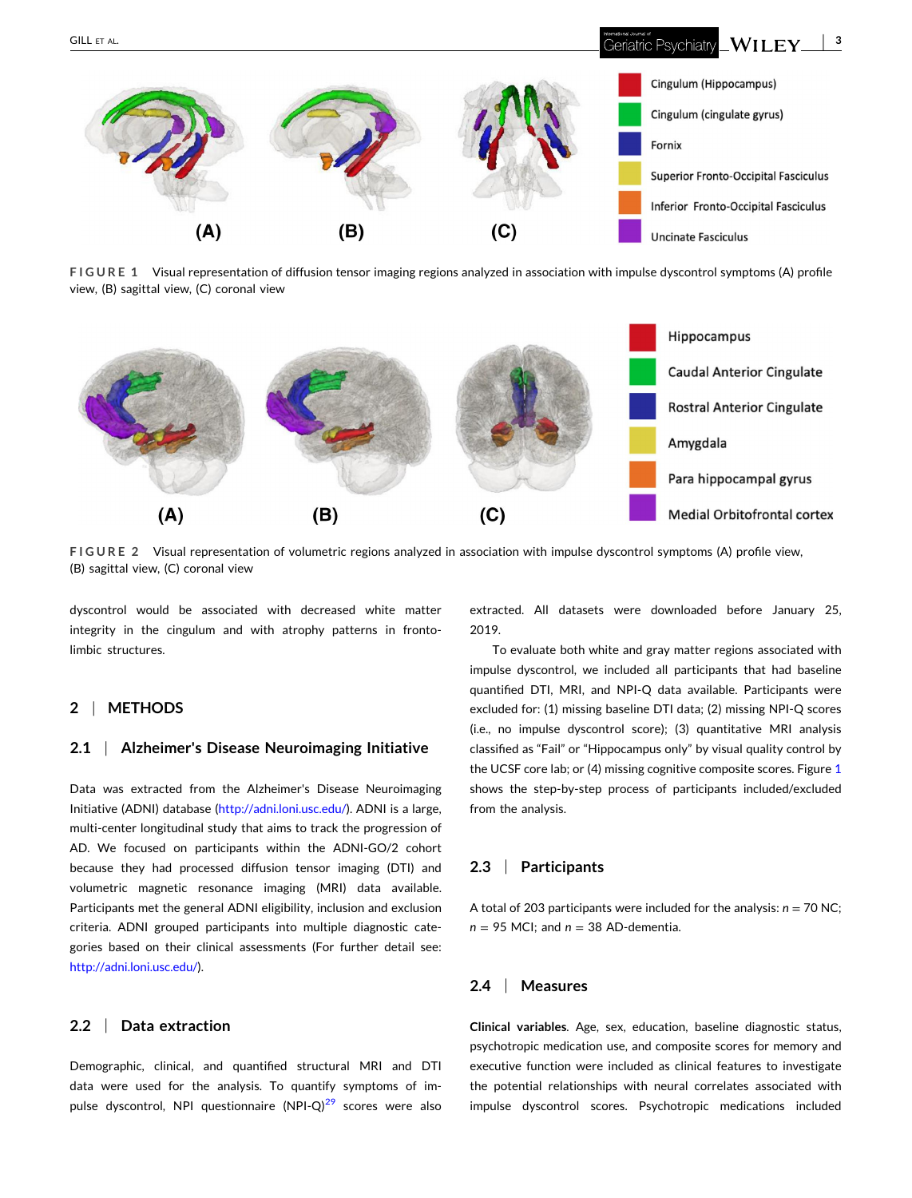Cingulum (Hippocampus)

Cingulum (cingulate gyrus)

Fornix

Superior Fronto-Occipital Fasciculus

Inferior Fronto-Occipital Fasciculus

Uncinate Fasciculus

**FIGURE 1** Visual representation of diffusion tensor imaging regions analyzed in association with impulse dyscontrol symptoms (A) profile view, (B) sagittal view, (C) coronal view

Hippocampus

Caudal Anterior Cingulate

Rostral Anterior Cingulate

Amygdala

Para hippocampal gyrus

Medial Orbitofrontal cortex

**FIGURE 2** Visual representation of volumetric regions analyzed in association with impulse dyscontrol symptoms (A) profile view, (B) sagittal view, (C) coronal view

dyscontrol would be associated with decreased white matter integrity in the cingulum and with atrophy patterns in fronto-limbic structures.

## 2 | METHODS

### 2.1 | Alzheimer's Disease Neuroimaging Initiative

Data was extracted from the Alzheimer's Disease Neuroimaging Initiative (ADNI) database (http://adni.loni.usc.edu/). ADNI is a large, multi-center longitudinal study that aims to track the progression of AD. We focused on participants within the ADNI-GO/2 cohort because they had processed diffusion tensor imaging (DTI) and volumetric magnetic resonance imaging (MRI) data available. Participants met the general ADNI eligibility, inclusion and exclusion criteria. ADNI grouped participants into multiple diagnostic categories based on their clinical assessments (For further detail see: http://adni.loni.usc.edu/).

### 2.2 | Data extraction

Demographic, clinical, and quantified structural MRI and DTI data were used for the analysis. To quantify symptoms of impulse dyscontrol, NPI questionnaire (NPI-Q)[29] scores were also extracted. All datasets were downloaded before January 25, 2019.

To evaluate both white and gray matter regions associated with impulse dyscontrol, we included all participants that had baseline quantified DTI, MRI, and NPI-Q data available. Participants were excluded for: (1) missing baseline DTI data; (2) missing NPI-Q scores (i.e., no impulse dyscontrol score); (3) quantitative MRI analysis classified as "Fail" or "Hippocampus only" by visual quality control by the UCSF core lab; or (4) missing cognitive composite scores. Figure 1 shows the step-by-step process of participants included/excluded from the analysis.

### 2.3 | Participants

A total of 203 participants were included for the analysis: $n = 70$ NC; $n = 95$ MCI; and $n = 38$ AD-dementia.

### 2.4 | Measures

**Clinical variables**. Age, sex, education, baseline diagnostic status, psychotropic medication use, and composite scores for memory and executive function were included as clinical features to investigate the potential relationships with neural correlates associated with impulse dyscontrol scores. Psychotropic medications included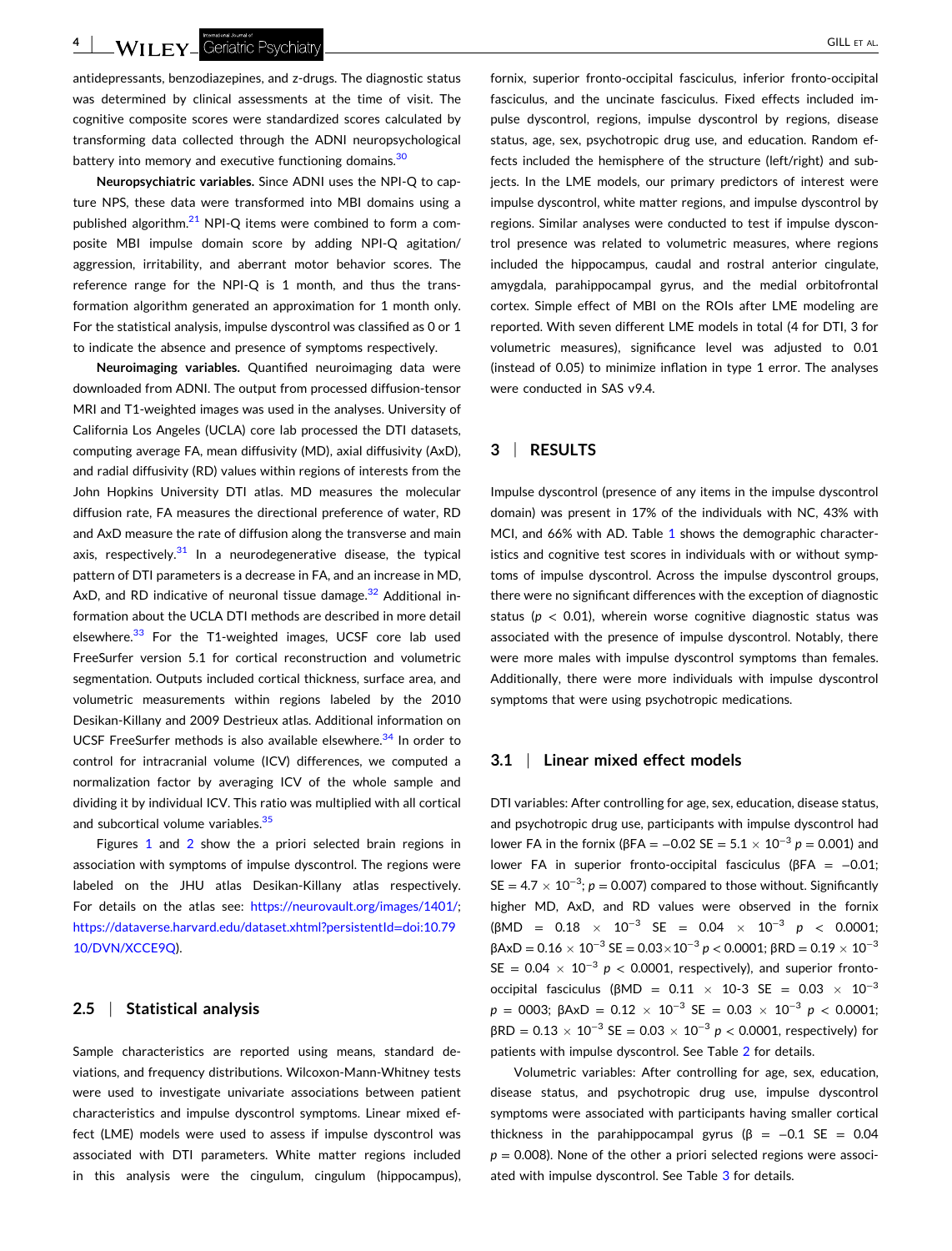antidepressants, benzodiazepines, and z-drugs. The diagnostic status was determined by clinical assessments at the time of visit. The cognitive composite scores were standardized scores calculated by transforming data collected through the ADNI neuropsychological battery into memory and executive functioning domains.[30]

**Neuropsychiatric variables.** Since ADNI uses the NPI-Q to capture NPS, these data were transformed into MBI domains using a published algorithm.[21] NPI-Q items were combined to form a composite MBI impulse domain score by adding NPI-Q agitation/aggression, irritability, and aberrant motor behavior scores. The reference range for the NPI-Q is 1 month, and thus the transformation algorithm generated an approximation for 1 month only. For the statistical analysis, impulse dyscontrol was classified as 0 or 1 to indicate the absence and presence of symptoms respectively.

**Neuroimaging variables.** Quantified neuroimaging data were downloaded from ADNI. The output from processed diffusion-tensor MRI and T1-weighted images was used in the analyses. University of California Los Angeles (UCLA) core lab processed the DTI datasets, computing average FA, mean diffusivity (MD), axial diffusivity (AxD), and radial diffusivity (RD) values within regions of interests from the John Hopkins University DTI atlas. MD measures the molecular diffusion rate, FA measures the directional preference of water, RD and AxD measure the rate of diffusion along the transverse and main axis, respectively.[31] In a neurodegenerative disease, the typical pattern of DTI parameters is a decrease in FA, and an increase in MD, AxD, and RD indicative of neuronal tissue damage.[32] Additional information about the UCLA DTI methods are described in more detail elsewhere.[33] For the T1-weighted images, UCSF core lab used FreeSurfer version 5.1 for cortical reconstruction and volumetric segmentation. Outputs included cortical thickness, surface area, and volumetric measurements within regions labeled by the 2010 Desikan-Killany and 2009 Destrieux atlas. Additional information on UCSF FreeSurfer methods is also available elsewhere.[34] In order to control for intracranial volume (ICV) differences, we computed a normalization factor by averaging ICV of the whole sample and dividing it by individual ICV. This ratio was multiplied with all cortical and subcortical volume variables.[35]

Figures 1 and 2 show the a priori selected brain regions in association with symptoms of impulse dyscontrol. The regions were labeled on the JHU atlas Desikan-Killany atlas respectively. For details on the atlas see: https://neurovault.org/images/1401/; https://dataverse.harvard.edu/dataset.xhtml?persistentId=doi:10.7910/DVN/XCCE9Q).

## 2.5 | Statistical analysis

Sample characteristics are reported using means, standard deviations, and frequency distributions. Wilcoxon-Mann-Whitney tests were used to investigate univariate associations between patient characteristics and impulse dyscontrol symptoms. Linear mixed effect (LME) models were used to assess if impulse dyscontrol was associated with DTI parameters. White matter regions included in this analysis were the cingulum, cingulum (hippocampus), fornix, superior fronto-occipital fasciculus, inferior fronto-occipital fasciculus, and the uncinate fasciculus. Fixed effects included impulse dyscontrol, regions, impulse dyscontrol by regions, disease status, age, sex, psychotropic drug use, and education. Random effects included the hemisphere of the structure (left/right) and subjects. In the LME models, our primary predictors of interest were impulse dyscontrol, white matter regions, and impulse dyscontrol by regions. Similar analyses were conducted to test if impulse dyscontrol presence was related to volumetric measures, where regions included the hippocampus, caudal and rostral anterior cingulate, amygdala, parahippocampal gyrus, and the medial orbitofrontal cortex. Simple effect of MBI on the ROIs after LME modeling are reported. With seven different LME models in total (4 for DTI, 3 for volumetric measures), significance level was adjusted to 0.01 (instead of 0.05) to minimize inflation in type 1 error. The analyses were conducted in SAS v9.4.

## 3 | RESULTS

Impulse dyscontrol (presence of any items in the impulse dyscontrol domain) was present in 17% of the individuals with NC, 43% with MCI, and 66% with AD. Table 1 shows the demographic characteristics and cognitive test scores in individuals with or without symptoms of impulse dyscontrol. Across the impulse dyscontrol groups, there were no significant differences with the exception of diagnostic status ($p < 0.01$), wherein worse cognitive diagnostic status was associated with the presence of impulse dyscontrol. Notably, there were more males with impulse dyscontrol symptoms than females. Additionally, there were more individuals with impulse dyscontrol symptoms that were using psychotropic medications.

### 3.1 | Linear mixed effect models

DTI variables: After controlling for age, sex, education, disease status, and psychotropic drug use, participants with impulse dyscontrol had lower FA in the fornix ($\beta FA = -0.02$ $SE = 5.1 \times 10^{-3}$ $p = 0.001$) and lower FA in superior fronto-occipital fasciculus ($\beta FA = -0.01$; $SE = 4.7 \times 10^{-3}$; $p = 0.007$) compared to those without. Significantly higher MD, AxD, and RD values were observed in the fornix ($\beta MD = 0.18 \times 10^{-3}$ $SE = 0.04 \times 10^{-3}$ $p < 0.0001$; $\beta AxD = 0.16 \times 10^{-3}$ $SE = 0.03 \times 10^{-3}$ $p < 0.0001$; $\beta RD = 0.19 \times 10^{-3}$ $SE = 0.04 \times 10^{-3}$ $p < 0.0001$, respectively), and superior fronto-occipital fasciculus ($\beta MD = 0.11 \times$ 10-3 $SE = 0.03 \times 10^{-3}$ $p =$ 0003; $\beta AxD = 0.12 \times 10^{-3}$ $SE = 0.03 \times 10^{-3}$ $p < 0.0001$; $\beta RD = 0.13 \times 10^{-3}$ $SE = 0.03 \times 10^{-3}$ $p < 0.0001$, respectively) for patients with impulse dyscontrol. See Table 2 for details.

Volumetric variables: After controlling for age, sex, education, disease status, and psychotropic drug use, impulse dyscontrol symptoms were associated with participants having smaller cortical thickness in the parahippocampal gyrus ($\beta = -0.1$ $SE = 0.04$ $p = 0.008$). None of the other a priori selected regions were associated with impulse dyscontrol. See Table 3 for details.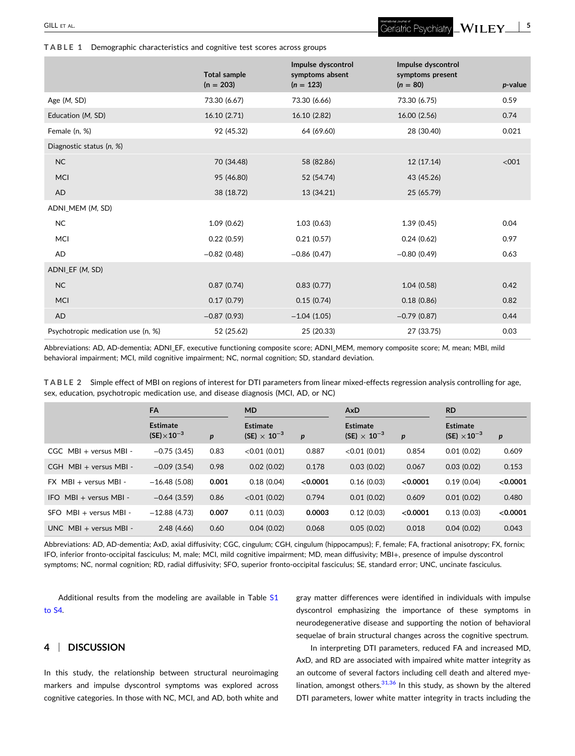**TABLE 1** Demographic characteristics and cognitive test scores across groups

| | Total sample (n = 203) | Impulse dyscontrol symptoms absent (n = 123) | Impulse dyscontrol symptoms present (n = 80) | p-value |
|---|---|---|---|---|
| Age (M, SD) | 73.30 (6.67) | 73.30 (6.66) | 73.30 (6.75) | 0.59 |
| Education (M, SD) | 16.10 (2.71) | 16.10 (2.82) | 16.00 (2.56) | 0.74 |
| Female (n, %) | 92 (45.32) | 64 (69.60) | 28 (30.40) | 0.021 |
| Diagnostic status (n, %) | | | | |
| NC | 70 (34.48) | 58 (82.86) | 12 (17.14) | <001 |
| MCI | 95 (46.80) | 52 (54.74) | 43 (45.26) | |
| AD | 38 (18.72) | 13 (34.21) | 25 (65.79) | |
| ADNI_MEM (M, SD) | | | | |
| NC | 1.09 (0.62) | 1.03 (0.63) | 1.39 (0.45) | 0.04 |
| MCI | 0.22 (0.59) | 0.21 (0.57) | 0.24 (0.62) | 0.97 |
| AD | −0.82 (0.48) | −0.86 (0.47) | −0.80 (0.49) | 0.63 |
| ADNI_EF (M, SD) | | | | |
| NC | 0.87 (0.74) | 0.83 (0.77) | 1.04 (0.58) | 0.42 |
| MCI | 0.17 (0.79) | 0.15 (0.74) | 0.18 (0.86) | 0.82 |
| AD | −0.87 (0.93) | −1.04 (1.05) | −0.79 (0.87) | 0.44 |
| Psychotropic medication use (n, %) | 52 (25.62) | 25 (20.33) | 27 (33.75) | 0.03 |

Abbreviations: AD, AD-dementia; ADNI_EF, executive functioning composite score; ADNI_MEM, memory composite score; M, mean; MBI, mild behavioral impairment; MCI, mild cognitive impairment; NC, normal cognition; SD, standard deviation.

**TABLE 2** Simple effect of MBI on regions of interest for DTI parameters from linear mixed-effects regression analysis controlling for age, sex, education, psychotropic medication use, and disease diagnosis (MCI, AD, or NC)

| | FA | | MD | | AxD | | RD | |
|---|---|---|---|---|---|---|---|---|
| | Estimate (SE)$\times 10^{-3}$ | p | Estimate (SE) $\times$ $10^{-3}$ | p | Estimate (SE) $\times$ $10^{-3}$ | p | Estimate (SE) $\times 10^{-3}$ | p |
| CGC MBI + versus MBI - | −0.75 (3.45) | 0.83 | <0.01 (0.01) | 0.887 | <0.01 (0.01) | 0.854 | 0.01 (0.02) | 0.609 |
| CGH MBI + versus MBI - | −0.09 (3.54) | 0.98 | 0.02 (0.02) | 0.178 | 0.03 (0.02) | 0.067 | 0.03 (0.02) | 0.153 |
| FX MBI + versus MBI - | −16.48 (5.08) | **0.001** | 0.18 (0.04) | **<0.0001** | 0.16 (0.03) | **<0.0001** | 0.19 (0.04) | **<0.0001** |
| IFO MBI + versus MBI - | −0.64 (3.59) | 0.86 | <0.01 (0.02) | 0.794 | 0.01 (0.02) | 0.609 | 0.01 (0.02) | 0.480 |
| SFO MBI + versus MBI - | −12.88 (4.73) | **0.007** | 0.11 (0.03) | **0.0003** | 0.12 (0.03) | **<0.0001** | 0.13 (0.03) | **<0.0001** |
| UNC MBI + versus MBI - | 2.48 (4.66) | 0.60 | 0.04 (0.02) | 0.068 | 0.05 (0.02) | 0.018 | 0.04 (0.02) | 0.043 |

Abbreviations: AD, AD-dementia; AxD, axial diffusivity; CGC, cingulum; CGH, cingulum (hippocampus); F, female; FA, fractional anisotropy; FX, fornix; IFO, inferior fronto-occipital fasciculus; M, male; MCI, mild cognitive impairment; MD, mean diffusivity; MBI+, presence of impulse dyscontrol symptoms; NC, normal cognition; RD, radial diffusivity; SFO, superior fronto-occipital fasciculus; SE, standard error; UNC, uncinate fasciculus.

Additional results from the modeling are available in Table S1 to S4.

## 4 | DISCUSSION

In this study, the relationship between structural neuroimaging markers and impulse dyscontrol symptoms was explored across cognitive categories. In those with NC, MCI, and AD, both white and gray matter differences were identified in individuals with impulse dyscontrol emphasizing the importance of these symptoms in neurodegenerative disease and supporting the notion of behavioral sequelae of brain structural changes across the cognitive spectrum.

In interpreting DTI parameters, reduced FA and increased MD, AxD, and RD are associated with impaired white matter integrity as an outcome of several factors including cell death and altered myelination, amongst others.[31,36] In this study, as shown by the altered DTI parameters, lower white matter integrity in tracts including the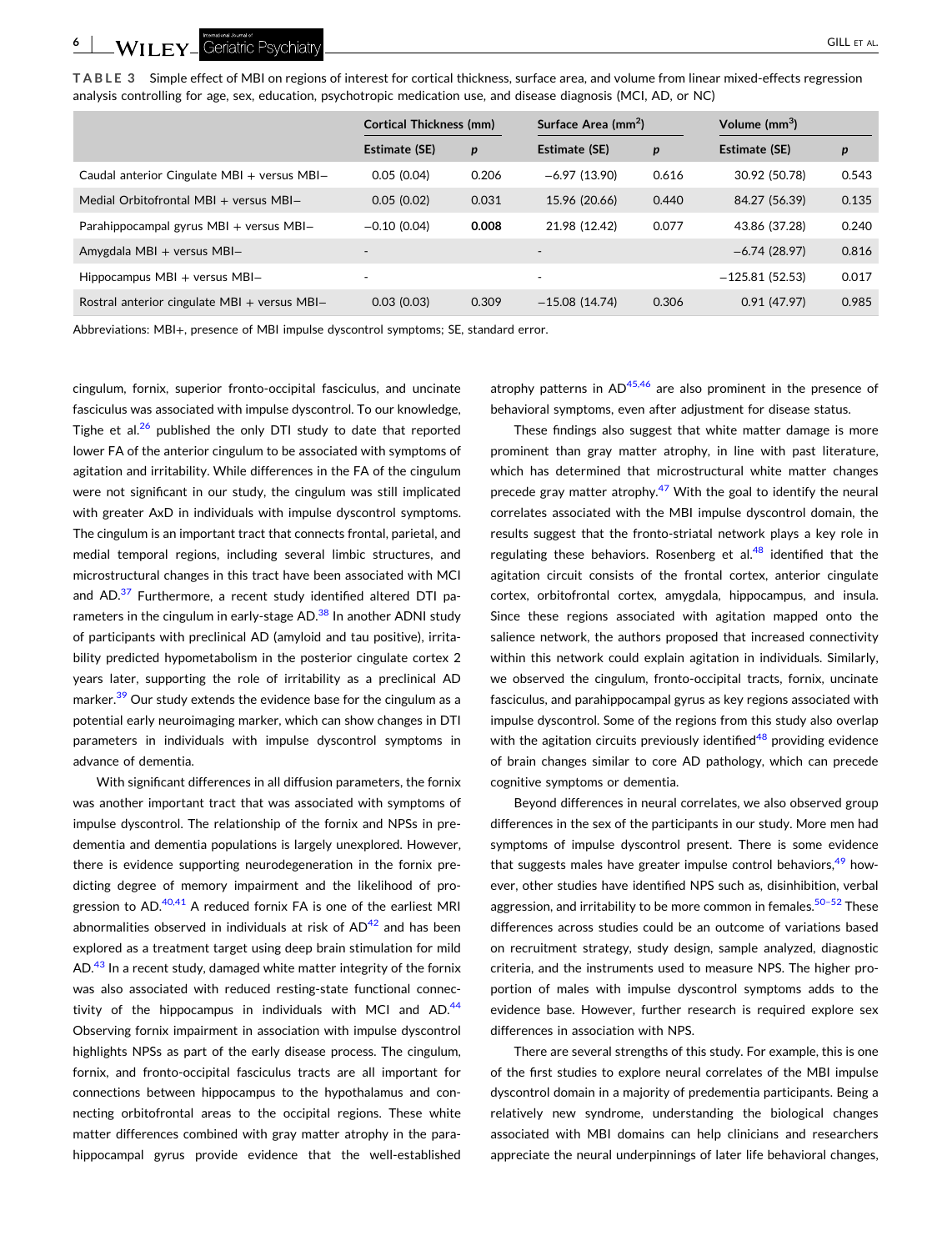**TABLE 3** Simple effect of MBI on regions of interest for cortical thickness, surface area, and volume from linear mixed-effects regression analysis controlling for age, sex, education, psychotropic medication use, and disease diagnosis (MCI, AD, or NC)

| | Cortical Thickness (mm) | | Surface Area (mm$^2$) | | Volume (mm$^3$) | |
|---|---|---|---|---|---|---|
| | Estimate (SE) | *p* | Estimate (SE) | *p* | Estimate (SE) | *p* |
| Caudal anterior Cingulate MBI + versus MBI− | 0.05 (0.04) | 0.206 | −6.97 (13.90) | 0.616 | 30.92 (50.78) | 0.543 |
| Medial Orbitofrontal MBI + versus MBI− | 0.05 (0.02) | 0.031 | 15.96 (20.66) | 0.440 | 84.27 (56.39) | 0.135 |
| Parahippocampal gyrus MBI + versus MBI− | −0.10 (0.04) | **0.008** | 21.98 (12.42) | 0.077 | 43.86 (37.28) | 0.240 |
| Amygdala MBI + versus MBI− | - | | - | | −6.74 (28.97) | 0.816 |
| Hippocampus MBI + versus MBI− | - | | - | | −125.81 (52.53) | 0.017 |
| Rostral anterior cingulate MBI + versus MBI− | 0.03 (0.03) | 0.309 | −15.08 (14.74) | 0.306 | 0.91 (47.97) | 0.985 |

Abbreviations: MBI+, presence of MBI impulse dyscontrol symptoms; SE, standard error.

cingulum, fornix, superior fronto-occipital fasciculus, and uncinate fasciculus was associated with impulse dyscontrol. To our knowledge, Tighe et al.[26] published the only DTI study to date that reported lower FA of the anterior cingulum to be associated with symptoms of agitation and irritability. While differences in the FA of the cingulum were not significant in our study, the cingulum was still implicated with greater AxD in individuals with impulse dyscontrol symptoms. The cingulum is an important tract that connects frontal, parietal, and medial temporal regions, including several limbic structures, and microstructural changes in this tract have been associated with MCI and AD.[37] Furthermore, a recent study identified altered DTI parameters in the cingulum in early-stage AD.[38] In another ADNI study of participants with preclinical AD (amyloid and tau positive), irritability predicted hypometabolism in the posterior cingulate cortex 2 years later, supporting the role of irritability as a preclinical AD marker.[39] Our study extends the evidence base for the cingulum as a potential early neuroimaging marker, which can show changes in DTI parameters in individuals with impulse dyscontrol symptoms in advance of dementia.

With significant differences in all diffusion parameters, the fornix was another important tract that was associated with symptoms of impulse dyscontrol. The relationship of the fornix and NPSs in predementia and dementia populations is largely unexplored. However, there is evidence supporting neurodegeneration in the fornix predicting degree of memory impairment and the likelihood of progression to AD.[40,41] A reduced fornix FA is one of the earliest MRI abnormalities observed in individuals at risk of AD[42] and has been explored as a treatment target using deep brain stimulation for mild AD.[43] In a recent study, damaged white matter integrity of the fornix was also associated with reduced resting-state functional connectivity of the hippocampus in individuals with MCI and AD.[44] Observing fornix impairment in association with impulse dyscontrol highlights NPSs as part of the early disease process. The cingulum, fornix, and fronto-occipital fasciculus tracts are all important for connections between hippocampus to the hypothalamus and connecting orbitofrontal areas to the occipital regions. These white matter differences combined with gray matter atrophy in the parahippocampal gyrus provide evidence that the well-established atrophy patterns in AD[45,46] are also prominent in the presence of behavioral symptoms, even after adjustment for disease status.

These findings also suggest that white matter damage is more prominent than gray matter atrophy, in line with past literature, which has determined that microstructural white matter changes precede gray matter atrophy.[47] With the goal to identify the neural correlates associated with the MBI impulse dyscontrol domain, the results suggest that the fronto-striatal network plays a key role in regulating these behaviors. Rosenberg et al.[48] identified that the agitation circuit consists of the frontal cortex, anterior cingulate cortex, orbitofrontal cortex, amygdala, hippocampus, and insula. Since these regions associated with agitation mapped onto the salience network, the authors proposed that increased connectivity within this network could explain agitation in individuals. Similarly, we observed the cingulum, fronto-occipital tracts, fornix, uncinate fasciculus, and parahippocampal gyrus as key regions associated with impulse dyscontrol. Some of the regions from this study also overlap with the agitation circuits previously identified[48] providing evidence of brain changes similar to core AD pathology, which can precede cognitive symptoms or dementia.

Beyond differences in neural correlates, we also observed group differences in the sex of the participants in our study. More men had symptoms of impulse dyscontrol present. There is some evidence that suggests males have greater impulse control behaviors,[49] however, other studies have identified NPS such as, disinhibition, verbal aggression, and irritability to be more common in females.[50–52] These differences across studies could be an outcome of variations based on recruitment strategy, study design, sample analyzed, diagnostic criteria, and the instruments used to measure NPS. The higher proportion of males with impulse dyscontrol symptoms adds to the evidence base. However, further research is required explore sex differences in association with NPS.

There are several strengths of this study. For example, this is one of the first studies to explore neural correlates of the MBI impulse dyscontrol domain in a majority of predementia participants. Being a relatively new syndrome, understanding the biological changes associated with MBI domains can help clinicians and researchers appreciate the neural underpinnings of later life behavioral changes,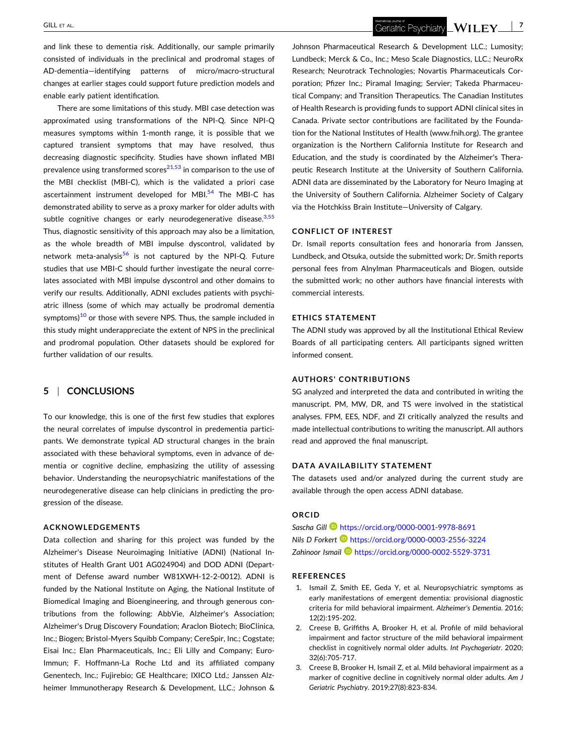and link these to dementia risk. Additionally, our sample primarily consisted of individuals in the preclinical and prodromal stages of AD-dementia—identifying patterns of micro/macro-structural changes at earlier stages could support future prediction models and enable early patient identification.

There are some limitations of this study. MBI case detection was approximated using transformations of the NPI-Q. Since NPI-Q measures symptoms within 1-month range, it is possible that we captured transient symptoms that may have resolved, thus decreasing diagnostic specificity. Studies have shown inflated MBI prevalence using transformed scores[21,53] in comparison to the use of the MBI checklist (MBI-C), which is the validated a priori case ascertainment instrument developed for MBI.[54] The MBI-C has demonstrated ability to serve as a proxy marker for older adults with subtle cognitive changes or early neurodegenerative disease.[3,55] Thus, diagnostic sensitivity of this approach may also be a limitation, as the whole breadth of MBI impulse dyscontrol, validated by network meta-analysis[56] is not captured by the NPI-Q. Future studies that use MBI-C should further investigate the neural correlates associated with MBI impulse dyscontrol and other domains to verify our results. Additionally, ADNI excludes patients with psychiatric illness (some of which may actually be prodromal dementia symptoms)[10] or those with severe NPS. Thus, the sample included in this study might underappreciate the extent of NPS in the preclinical and prodromal population. Other datasets should be explored for further validation of our results.

## 5 | CONCLUSIONS

To our knowledge, this is one of the first few studies that explores the neural correlates of impulse dyscontrol in predementia participants. We demonstrate typical AD structural changes in the brain associated with these behavioral symptoms, even in advance of dementia or cognitive decline, emphasizing the utility of assessing behavior. Understanding the neuropsychiatric manifestations of the neurodegenerative disease can help clinicians in predicting the progression of the disease.

### ACKNOWLEDGEMENTS

Data collection and sharing for this project was funded by the Alzheimer's Disease Neuroimaging Initiative (ADNI) (National Institutes of Health Grant U01 AG024904) and DOD ADNI (Department of Defense award number W81XWH-12-2-0012). ADNI is funded by the National Institute on Aging, the National Institute of Biomedical Imaging and Bioengineering, and through generous contributions from the following: AbbVie, Alzheimer's Association; Alzheimer's Drug Discovery Foundation; Araclon Biotech; BioClinica, Inc.; Biogen; Bristol-Myers Squibb Company; CereSpir, Inc.; Cogstate; Eisai Inc.; Elan Pharmaceuticals, Inc.; Eli Lilly and Company; EuroImmun; F. Hoffmann-La Roche Ltd and its affiliated company Genentech, Inc.; Fujirebio; GE Healthcare; IXICO Ltd.; Janssen Alzheimer Immunotherapy Research & Development, LLC.; Johnson & Johnson Pharmaceutical Research & Development LLC.; Lumosity; Lundbeck; Merck & Co., Inc.; Meso Scale Diagnostics, LLC.; NeuroRx Research; Neurotrack Technologies; Novartis Pharmaceuticals Corporation; Pfizer Inc.; Piramal Imaging; Servier; Takeda Pharmaceutical Company; and Transition Therapeutics. The Canadian Institutes of Health Research is providing funds to support ADNI clinical sites in Canada. Private sector contributions are facilitated by the Foundation for the National Institutes of Health (www.fnih.org). The grantee organization is the Northern California Institute for Research and Education, and the study is coordinated by the Alzheimer's Therapeutic Research Institute at the University of Southern California. ADNI data are disseminated by the Laboratory for Neuro Imaging at the University of Southern California. Alzheimer Society of Calgary via the Hotchkiss Brain Institute—University of Calgary.

### CONFLICT OF INTEREST

Dr. Ismail reports consultation fees and honoraria from Janssen, Lundbeck, and Otsuka, outside the submitted work; Dr. Smith reports personal fees from Alnylman Pharmaceuticals and Biogen, outside the submitted work; no other authors have financial interests with commercial interests.

### ETHICS STATEMENT

The ADNI study was approved by all the Institutional Ethical Review Boards of all participating centers. All participants signed written informed consent.

### AUTHORS' CONTRIBUTIONS

SG analyzed and interpreted the data and contributed in writing the manuscript. PM, MW, DR, and TS were involved in the statistical analyses. FPM, EES, NDF, and ZI critically analyzed the results and made intellectual contributions to writing the manuscript. All authors read and approved the final manuscript.

### DATA AVAILABILITY STATEMENT

The datasets used and/or analyzed during the current study are available through the open access ADNI database.

### ORCID

*Sascha Gill* https://orcid.org/0000-0001-9978-8691
*Nils D Forkert* https://orcid.org/0000-0003-2556-3224
*Zahinoor Ismail* https://orcid.org/0000-0002-5529-3731

### REFERENCES

1. Ismail Z, Smith EE, Geda Y, et al. Neuropsychiatric symptoms as early manifestations of emergent dementia: provisional diagnostic criteria for mild behavioral impairment. *Alzheimer's Dementia*. 2016;12(2):195-202.
2. Creese B, Griffiths A, Brooker H, et al. Profile of mild behavioral impairment and factor structure of the mild behavioral impairment checklist in cognitively normal older adults. *Int Psychogeriatr*. 2020;32(6):705-717.
3. Creese B, Brooker H, Ismail Z, et al. Mild behavioral impairment as a marker of cognitive decline in cognitively normal older adults. *Am J Geriatric Psychiatry*. 2019;27(8):823-834.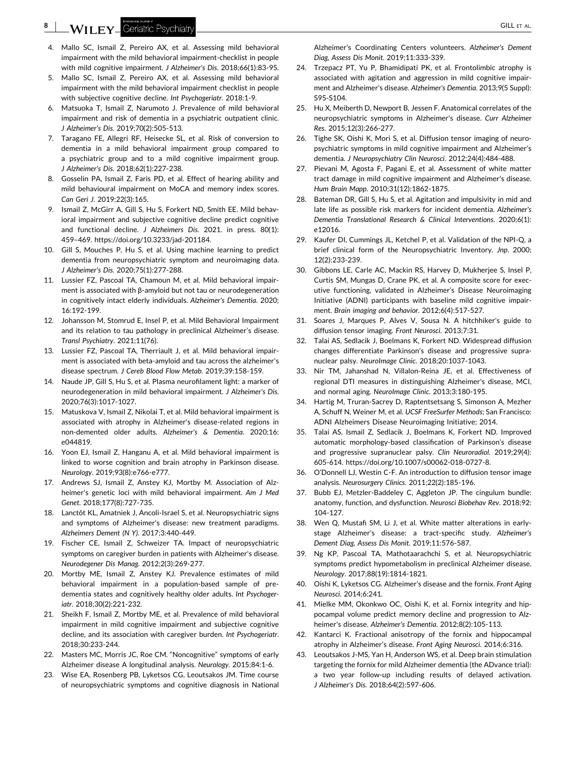4. Mallo SC, Ismail Z, Pereiro AX, et al. Assessing mild behavioral impairment with the mild behavioral impairment-checklist in people with mild cognitive impairment. *J Alzheimer's Dis*. 2018;66(1):83-95.
5. Mallo SC, Ismail Z, Pereiro AX, et al. Assessing mild behavioral impairment with the mild behavioral impairment checklist in people with subjective cognitive decline. *Int Psychogeriatr*. 2018:1-9.
6. Matsuoka T, Ismail Z, Narumoto J. Prevalence of mild behavioral impairment and risk of dementia in a psychiatric outpatient clinic. *J Alzheimer's Dis*. 2019;70(2):505-513.
7. Taragano FE, Allegri RF, Heisecke SL, et al. Risk of conversion to dementia in a mild behavioral impairment group compared to a psychiatric group and to a mild cognitive impairment group. *J Alzheimer's Dis*. 2018;62(1):227-238.
8. Gosselin PA, Ismail Z, Faris PD, et al. Effect of hearing ability and mild behavioural impairment on MoCA and memory index scores. *Can Geri J*. 2019;22(3):165.
9. Ismail Z, McGirr A, Gill S, Hu S, Forkert ND, Smith EE. Mild behavioral impairment and subjective cognitive decline predict cognitive and functional decline. *J Alzheimers Dis*. 2021. in press. 80(1): 459–469. https://doi.org/10.3233/jad-201184.
10. Gill S, Mouches P, Hu S, et al. Using machine learning to predict dementia from neuropsychiatric symptom and neuroimaging data. *J Alzheimer's Dis*. 2020;75(1):277-288.
11. Lussier FZ, Pascoal TA, Chamoun M, et al. Mild behavioral impairment is associated with β-amyloid but not tau or neurodegeneration in cognitively intact elderly individuals. *Alzheimer's Dementia*. 2020; 16:192-199.
12. Johansson M, Stomrud E, Insel P, et al. Mild Behavioral Impairment and its relation to tau pathology in preclinical Alzheimer's disease. *Transl Psychiatry*. 2021;11(76).
13. Lussier FZ, Pascoal TA, Therriault J, et al. Mild behavioral impairment is associated with beta-amyloid and tau across the alzheimer's disease spectrum. *J Cereb Blood Flow Metab*. 2019;39:158-159.
14. Naude JP, Gill S, Hu S, et al. Plasma neurofilament light: a marker of neurodegeneration in mild behavioral impairment. *J Alzheimer's Dis*. 2020;76(3):1017-1027.
15. Matuskova V, Ismail Z, Nikolai T, et al. Mild behavioral impairment is associated with atrophy in Alzheimer's disease-related regions in non-demented older adults. *Alzheimer's & Dementia*. 2020;16: e044819.
16. Yoon EJ, Ismail Z, Hanganu A, et al. Mild behavioral impairment is linked to worse cognition and brain atrophy in Parkinson disease. *Neurology*. 2019;93(8):e766-e777.
17. Andrews SJ, Ismail Z, Anstey KJ, Mortby M. Association of Alzheimer's genetic loci with mild behavioral impairment. *Am J Med Genet*. 2018;177(8):727-735.
18. Lanctôt KL, Amatniek J, Ancoli-Israel S, et al. Neuropsychiatric signs and symptoms of Alzheimer's disease: new treatment paradigms. *Alzheimers Dement (N Y)*. 2017;3:440-449.
19. Fischer CE, Ismail Z, Schweizer TA. Impact of neuropsychiatric symptoms on caregiver burden in patients with Alzheimer's disease. *Neurodegener Dis Manag*. 2012;2(3):269-277.
20. Mortby ME, Ismail Z, Anstey KJ. Prevalence estimates of mild behavioral impairment in a population-based sample of pre-dementia states and cognitively healthy older adults. *Int Psychogeriatr*. 2018;30(2):221-232.
21. Sheikh F, Ismail Z, Mortby ME, et al. Prevalence of mild behavioral impairment in mild cognitive impairment and subjective cognitive decline, and its association with caregiver burden. *Int Psychogeriatr*. 2018;30:233-244.
22. Masters MC, Morris JC, Roe CM. "Noncognitive" symptoms of early Alzheimer disease A longitudinal analysis. *Neurology*. 2015;84:1-6.
23. Wise EA, Rosenberg PB, Lyketsos CG, Leoutsakos JM. Time course of neuropsychiatric symptoms and cognitive diagnosis in National Alzheimer's Coordinating Centers volunteers. *Alzheimer's Dement Diag, Assess Dis Monit*. 2019;11:333-339.
24. Trzepacz PT, Yu P, Bhamidipati PK, et al. Frontolimbic atrophy is associated with agitation and aggression in mild cognitive impairment and Alzheimer's disease. *Alzheimer's Dementia*. 2013;9(5 Suppl): S95-S104.
25. Hu X, Meiberth D, Newport B, Jessen F. Anatomical correlates of the neuropsychiatric symptoms in Alzheimer's disease. *Curr Alzheimer Res*. 2015;12(3):266-277.
26. Tighe SK, Oishi K, Mori S, et al. Diffusion tensor imaging of neuropsychiatric symptoms in mild cognitive impairment and Alzheimer's dementia. *J Neuropsychiatry Clin Neurosci*. 2012;24(4):484-488.
27. Pievani M, Agosta F, Pagani E, et al. Assessment of white matter tract damage in mild cognitive impairment and Alzheimer's disease. *Hum Brain Mapp*. 2010;31(12):1862-1875.
28. Bateman DR, Gill S, Hu S, et al. Agitation and impulsivity in mid and late life as possible risk markers for incident dementia. *Alzheimer's Dementia Translational Research & Clinical Interventions*. 2020;6(1): e12016.
29. Kaufer DI, Cummings JL, Ketchel P, et al. Validation of the NPI-Q, a brief clinical form of the Neuropsychiatric Inventory. *Jnp*. 2000; 12(2):233-239.
30. Gibbons LE, Carle AC, Mackin RS, Harvey D, Mukherjee S, Insel P, Curtis SM, Mungas D, Crane PK, et al. A composite score for executive functioning, validated in Alzheimer's Disease Neuroimaging Initiative (ADNI) participants with baseline mild cognitive impairment. *Brain imaging and behavior*. 2012;6(4):517-527.
31. Soares J, Marques P, Alves V, Sousa N. A hitchhiker's guide to diffusion tensor imaging. *Front Neurosci*. 2013;7:31.
32. Talai AS, Sedlacik J, Boelmans K, Forkert ND. Widespread diffusion changes differentiate Parkinson's disease and progressive supranuclear palsy. *NeuroImage Clinic*. 2018;20:1037-1043.
33. Nir TM, Jahanshad N, Villalon-Reina JE, et al. Effectiveness of regional DTI measures in distinguishing Alzheimer's disease, MCI, and normal aging. *NeuroImage Clinic*. 2013;3:180-195.
34. Hartig M, Truran-Sacrey D, Raptentsetsang S, Simonson A, Mezher A, Schuff N, Weiner M, et al. *UCSF FreeSurfer Methods*; San Francisco: ADNI Alzheimers Disease Neuroimaging Initiative; 2014.
35. Talai AS, Ismail Z, Sedlacik J, Boelmans K, Forkert ND. Improved automatic morphology-based classification of Parkinson's disease and progressive supranuclear palsy. *Clin Neuroradiol*. 2019;29(4): 605-614. https://doi.org/10.1007/s00062-018-0727-8.
36. O'Donnell LJ, Westin C-F. An introduction to diffusion tensor image analysis. *Neurosurgery Clinics*. 2011;22(2):185-196.
37. Bubb EJ, Metzler-Baddeley C, Aggleton JP. The cingulum bundle: anatomy, function, and dysfunction. *Neurosci Biobehav Rev*. 2018;92: 104-127.
38. Wen Q, Mustafi SM, Li J, et al. White matter alterations in early-stage Alzheimer's disease: a tract-specific study. *Alzheimer's Dement Diag, Assess Dis Monit*. 2019;11:576-587.
39. Ng KP, Pascoal TA, Mathotaarachchi S, et al. Neuropsychiatric symptoms predict hypometabolism in preclinical Alzheimer disease. *Neurology*. 2017;88(19):1814-1821.
40. Oishi K, Lyketsos CG. Alzheimer's disease and the fornix. *Front Aging Neurosci*. 2014;6:241.
41. Mielke MM, Okonkwo OC, Oishi K, et al. Fornix integrity and hippocampal volume predict memory decline and progression to Alzheimer's disease. *Alzheimer's Dementia*. 2012;8(2):105-113.
42. Kantarci K. Fractional anisotropy of the fornix and hippocampal atrophy in Alzheimer's disease. *Front Aging Neurosci*. 2014;6:316.
43. Leoutsakos J-MS, Yan H, Anderson WS, et al. Deep brain stimulation targeting the fornix for mild Alzheimer dementia (the ADvance trial): a two year follow-up including results of delayed activation. *J Alzheimer's Dis*. 2018;64(2):597-606.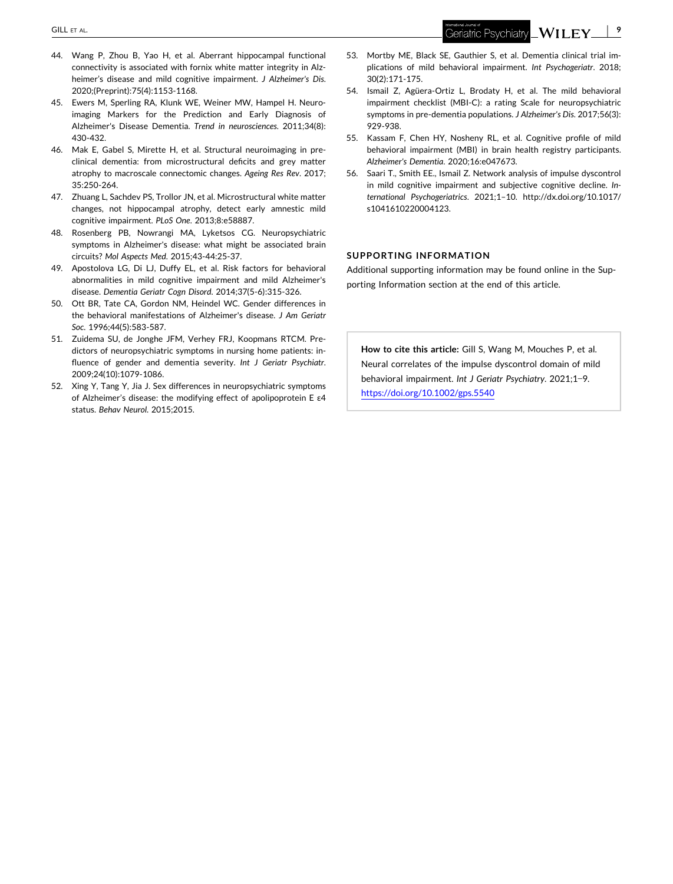44. Wang P, Zhou B, Yao H, et al. Aberrant hippocampal functional connectivity is associated with fornix white matter integrity in Alzheimer's disease and mild cognitive impairment. *J Alzheimer's Dis*. 2020;(Preprint):75(4):1153-1168.
45. Ewers M, Sperling RA, Klunk WE, Weiner MW, Hampel H. Neuroimaging Markers for the Prediction and Early Diagnosis of Alzheimer's Disease Dementia. *Trend in neurosciences*. 2011;34(8):430-432.
46. Mak E, Gabel S, Mirette H, et al. Structural neuroimaging in preclinical dementia: from microstructural deficits and grey matter atrophy to macroscale connectomic changes. *Ageing Res Rev*. 2017;35:250-264.
47. Zhuang L, Sachdev PS, Trollor JN, et al. Microstructural white matter changes, not hippocampal atrophy, detect early amnestic mild cognitive impairment. *PLoS One*. 2013;8:e58887.
48. Rosenberg PB, Nowrangi MA, Lyketsos CG. Neuropsychiatric symptoms in Alzheimer's disease: what might be associated brain circuits? *Mol Aspects Med*. 2015;43-44:25-37.
49. Apostolova LG, Di LJ, Duffy EL, et al. Risk factors for behavioral abnormalities in mild cognitive impairment and mild Alzheimer's disease. *Dementia Geriatr Cogn Disord*. 2014;37(5-6):315-326.
50. Ott BR, Tate CA, Gordon NM, Heindel WC. Gender differences in the behavioral manifestations of Alzheimer's disease. *J Am Geriatr Soc*. 1996;44(5):583-587.
51. Zuidema SU, de Jonghe JFM, Verhey FRJ, Koopmans RTCM. Predictors of neuropsychiatric symptoms in nursing home patients: influence of gender and dementia severity. *Int J Geriatr Psychiatr*. 2009;24(10):1079-1086.
52. Xing Y, Tang Y, Jia J. Sex differences in neuropsychiatric symptoms of Alzheimer's disease: the modifying effect of apolipoprotein E ε4 status. *Behav Neurol*. 2015;2015.
53. Mortby ME, Black SE, Gauthier S, et al. Dementia clinical trial implications of mild behavioral impairment. *Int Psychogeriatr*. 2018;30(2):171-175.
54. Ismail Z, Agüera-Ortiz L, Brodaty H, et al. The mild behavioral impairment checklist (MBI-C): a rating Scale for neuropsychiatric symptoms in pre-dementia populations. *J Alzheimer's Dis*. 2017;56(3):929-938.
55. Kassam F, Chen HY, Nosheny RL, et al. Cognitive profile of mild behavioral impairment (MBI) in brain health registry participants. *Alzheimer's Dementia*. 2020;16:e047673.
56. Saari T., Smith EE., Ismail Z. Network analysis of impulse dyscontrol in mild cognitive impairment and subjective cognitive decline. *International Psychogeriatrics*. 2021;1–10. http://dx.doi.org/10.1017/s1041610220004123.

## SUPPORTING INFORMATION

Additional supporting information may be found online in the Supporting Information section at the end of this article.

**How to cite this article:** Gill S, Wang M, Mouches P, et al. Neural correlates of the impulse dyscontrol domain of mild behavioral impairment. *Int J Geriatr Psychiatry*. 2021;1–9. https://doi.org/10.1002/gps.5540